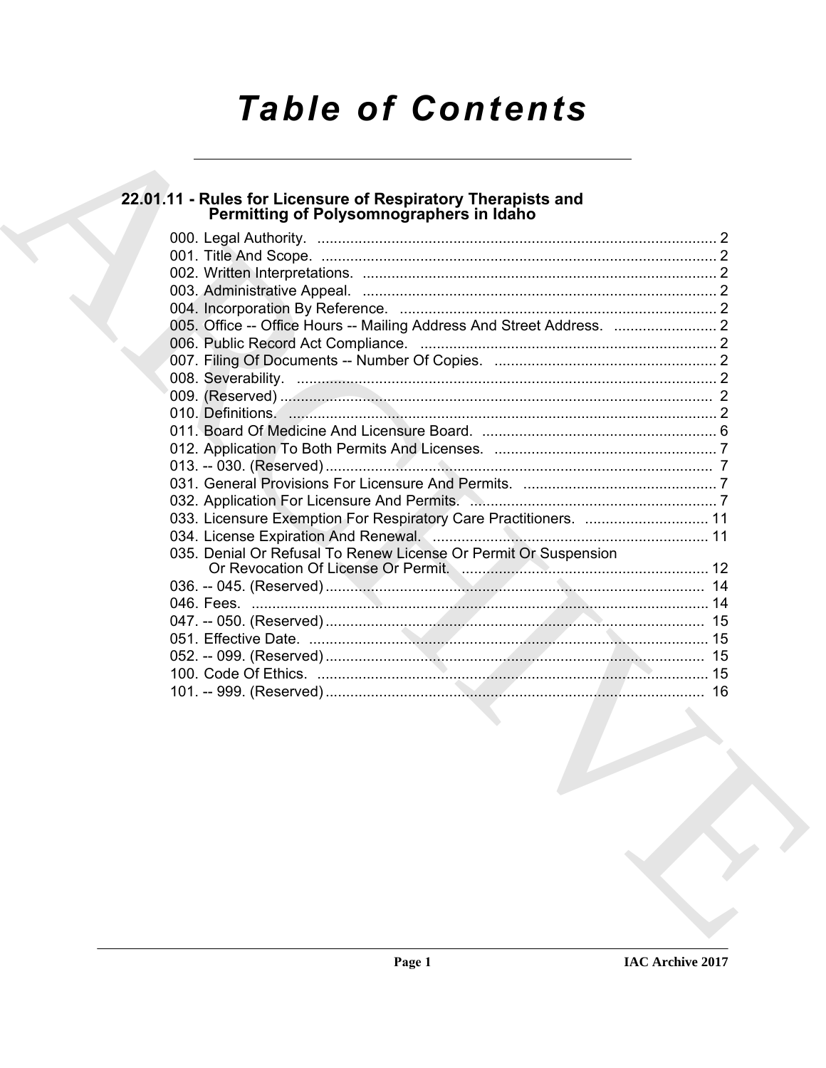# Table of Contents

## 22.01.11 - Rules for Licensure of Respiratory Therapists and Permitting of Polysomnographers in Idaho

000. Legal Authority. ........ 2
001. Title And Scope. ........ 2
002. Written Interpretations. ........ 2
003. Administrative Appeal. ........ 2
004. Incorporation By Reference. ........ 2
005. Office -- Office Hours -- Mailing Address And Street Address. ........ 2
006. Public Record Act Compliance. ........ 2
007. Filing Of Documents -- Number Of Copies. ........ 2
008. Severability. ........ 2
009. (Reserved) ........ 2
010. Definitions. ........ 2
011. Board Of Medicine And Licensure Board. ........ 6
012. Application To Both Permits And Licenses. ........ 7
013. -- 030. (Reserved) ........ 7
031. General Provisions For Licensure And Permits. ........ 7
032. Application For Licensure And Permits. ........ 7
033. Licensure Exemption For Respiratory Care Practitioners. ........ 11
034. License Expiration And Renewal. ........ 11
035. Denial Or Refusal To Renew License Or Permit Or Suspension Or Revocation Of License Or Permit. ........ 12
036. -- 045. (Reserved) ........ 14
046. Fees. ........ 14
047. -- 050. (Reserved) ........ 15
051. Effective Date. ........ 15
052. -- 099. (Reserved) ........ 15
100. Code Of Ethics. ........ 15
101. -- 999. (Reserved) ........ 16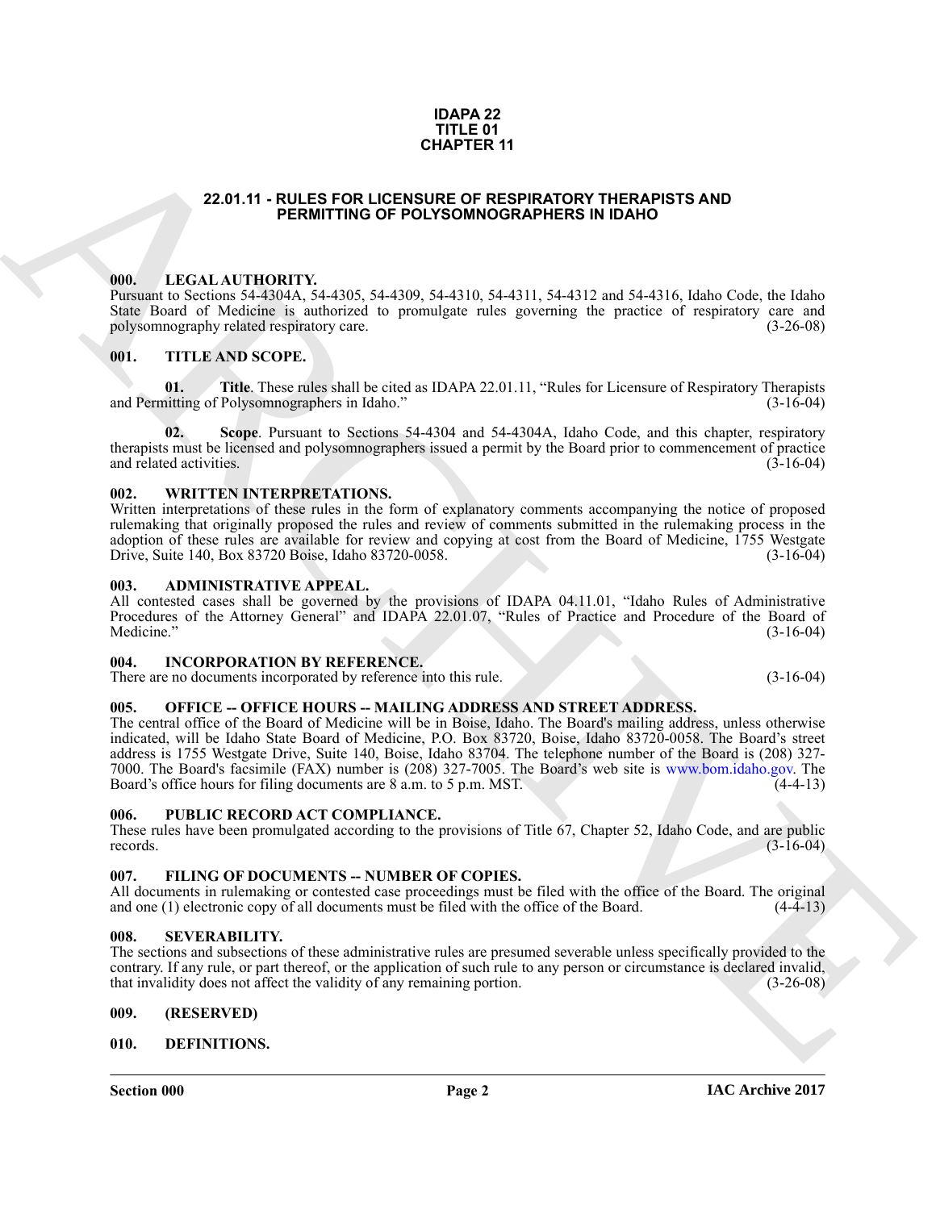# IDAPA 22
# TITLE 01
# CHAPTER 11

## 22.01.11 - RULES FOR LICENSURE OF RESPIRATORY THERAPISTS AND PERMITTING OF POLYSOMNOGRAPHERS IN IDAHO

### 000. LEGAL AUTHORITY.

Pursuant to Sections 54-4304A, 54-4305, 54-4309, 54-4310, 54-4311, 54-4312 and 54-4316, Idaho Code, the Idaho State Board of Medicine is authorized to promulgate rules governing the practice of respiratory care and polysomnography related respiratory care. (3-26-08)

### 001. TITLE AND SCOPE.

**01. Title**. These rules shall be cited as IDAPA 22.01.11, "Rules for Licensure of Respiratory Therapists and Permitting of Polysomnographers in Idaho." (3-16-04)

**02. Scope**. Pursuant to Sections 54-4304 and 54-4304A, Idaho Code, and this chapter, respiratory therapists must be licensed and polysomnographers issued a permit by the Board prior to commencement of practice and related activities. (3-16-04)

### 002. WRITTEN INTERPRETATIONS.

Written interpretations of these rules in the form of explanatory comments accompanying the notice of proposed rulemaking that originally proposed the rules and review of comments submitted in the rulemaking process in the adoption of these rules are available for review and copying at cost from the Board of Medicine, 1755 Westgate Drive, Suite 140, Box 83720 Boise, Idaho 83720-0058. (3-16-04)

### 003. ADMINISTRATIVE APPEAL.

All contested cases shall be governed by the provisions of IDAPA 04.11.01, "Idaho Rules of Administrative Procedures of the Attorney General" and IDAPA 22.01.07, "Rules of Practice and Procedure of the Board of Medicine." (3-16-04)

### 004. INCORPORATION BY REFERENCE.

There are no documents incorporated by reference into this rule. (3-16-04)

### 005. OFFICE -- OFFICE HOURS -- MAILING ADDRESS AND STREET ADDRESS.

The central office of the Board of Medicine will be in Boise, Idaho. The Board's mailing address, unless otherwise indicated, will be Idaho State Board of Medicine, P.O. Box 83720, Boise, Idaho 83720-0058. The Board's street address is 1755 Westgate Drive, Suite 140, Boise, Idaho 83704. The telephone number of the Board is (208) 327-7000. The Board's facsimile (FAX) number is (208) 327-7005. The Board's web site is www.bom.idaho.gov. The Board's office hours for filing documents are 8 a.m. to 5 p.m. MST. (4-4-13)

### 006. PUBLIC RECORD ACT COMPLIANCE.

These rules have been promulgated according to the provisions of Title 67, Chapter 52, Idaho Code, and are public records. (3-16-04)

### 007. FILING OF DOCUMENTS -- NUMBER OF COPIES.

All documents in rulemaking or contested case proceedings must be filed with the office of the Board. The original and one (1) electronic copy of all documents must be filed with the office of the Board. (4-4-13)

### 008. SEVERABILITY.

The sections and subsections of these administrative rules are presumed severable unless specifically provided to the contrary. If any rule, or part thereof, or the application of such rule to any person or circumstance is declared invalid, that invalidity does not affect the validity of any remaining portion. (3-26-08)

### 009. (RESERVED)

### 010. DEFINITIONS.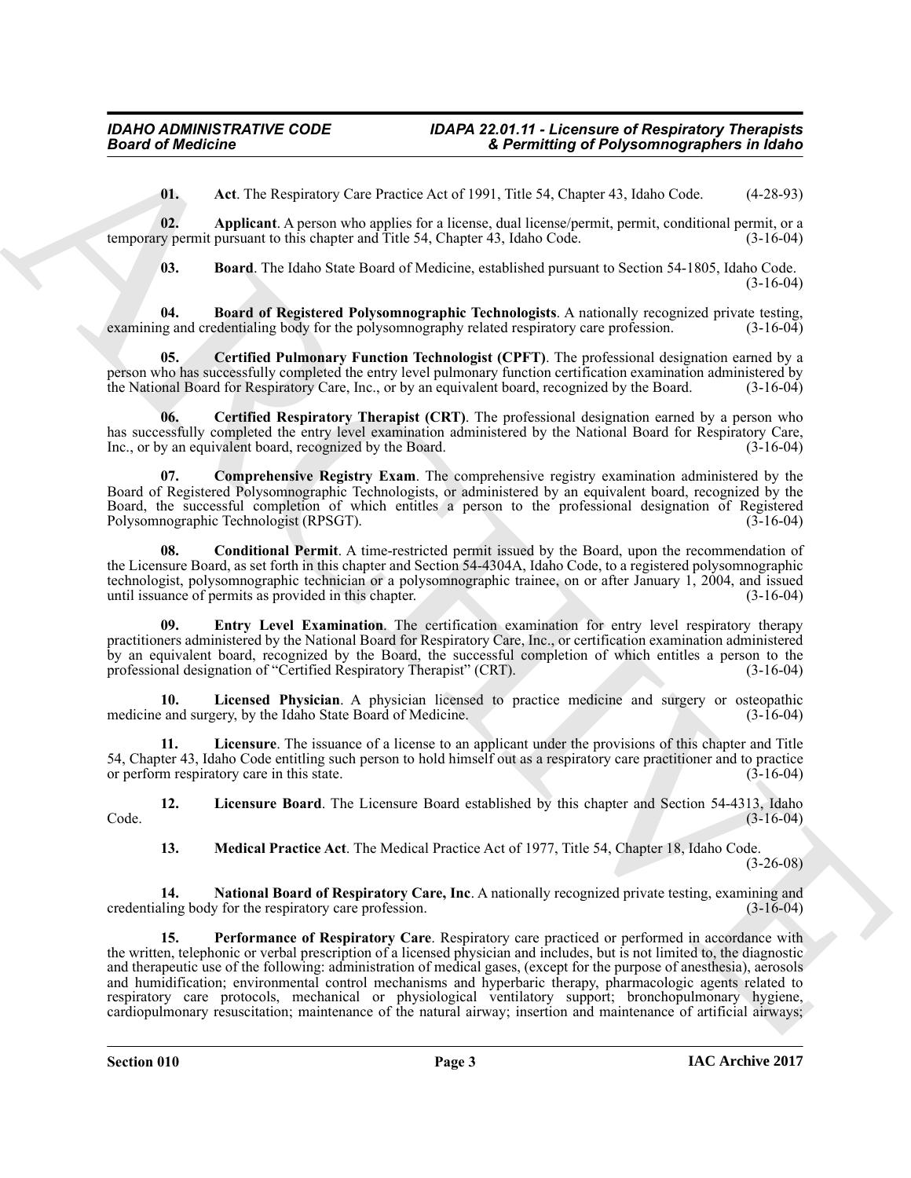**01. Act**. The Respiratory Care Practice Act of 1991, Title 54, Chapter 43, Idaho Code. (4-28-93)

**02. Applicant**. A person who applies for a license, dual license/permit, permit, conditional permit, or a temporary permit pursuant to this chapter and Title 54, Chapter 43, Idaho Code. (3-16-04)

**03. Board**. The Idaho State Board of Medicine, established pursuant to Section 54-1805, Idaho Code. (3-16-04)

**04. Board of Registered Polysomnographic Technologists**. A nationally recognized private testing, examining and credentialing body for the polysomnography related respiratory care profession. (3-16-04)

**05. Certified Pulmonary Function Technologist (CPFT)**. The professional designation earned by a person who has successfully completed the entry level pulmonary function certification examination administered by the National Board for Respiratory Care, Inc., or by an equivalent board, recognized by the Board. (3-16-04)

**06. Certified Respiratory Therapist (CRT)**. The professional designation earned by a person who has successfully completed the entry level examination administered by the National Board for Respiratory Care, Inc., or by an equivalent board, recognized by the Board. (3-16-04)

**07. Comprehensive Registry Exam**. The comprehensive registry examination administered by the Board of Registered Polysomnographic Technologists, or administered by an equivalent board, recognized by the Board, the successful completion of which entitles a person to the professional designation of Registered Polysomnographic Technologist (RPSGT). (3-16-04)

**08. Conditional Permit**. A time-restricted permit issued by the Board, upon the recommendation of the Licensure Board, as set forth in this chapter and Section 54-4304A, Idaho Code, to a registered polysomnographic technologist, polysomnographic technician or a polysomnographic trainee, on or after January 1, 2004, and issued until issuance of permits as provided in this chapter. (3-16-04)

**09. Entry Level Examination**. The certification examination for entry level respiratory therapy practitioners administered by the National Board for Respiratory Care, Inc., or certification examination administered by an equivalent board, recognized by the Board, the successful completion of which entitles a person to the professional designation of "Certified Respiratory Therapist" (CRT). (3-16-04)

**10. Licensed Physician**. A physician licensed to practice medicine and surgery or osteopathic medicine and surgery, by the Idaho State Board of Medicine. (3-16-04)

**11. Licensure**. The issuance of a license to an applicant under the provisions of this chapter and Title 54, Chapter 43, Idaho Code entitling such person to hold himself out as a respiratory care practitioner and to practice or perform respiratory care in this state. (3-16-04)

**12. Licensure Board**. The Licensure Board established by this chapter and Section 54-4313, Idaho Code. (3-16-04)

**13. Medical Practice Act**. The Medical Practice Act of 1977, Title 54, Chapter 18, Idaho Code. (3-26-08)

**14. National Board of Respiratory Care, Inc**. A nationally recognized private testing, examining and credentialing body for the respiratory care profession. (3-16-04)

**15. Performance of Respiratory Care**. Respiratory care practiced or performed in accordance with the written, telephonic or verbal prescription of a licensed physician and includes, but is not limited to, the diagnostic and therapeutic use of the following: administration of medical gases, (except for the purpose of anesthesia), aerosols and humidification; environmental control mechanisms and hyperbaric therapy, pharmacologic agents related to respiratory care protocols, mechanical or physiological ventilatory support; bronchopulmonary hygiene, cardiopulmonary resuscitation; maintenance of the natural airway; insertion and maintenance of artificial airways;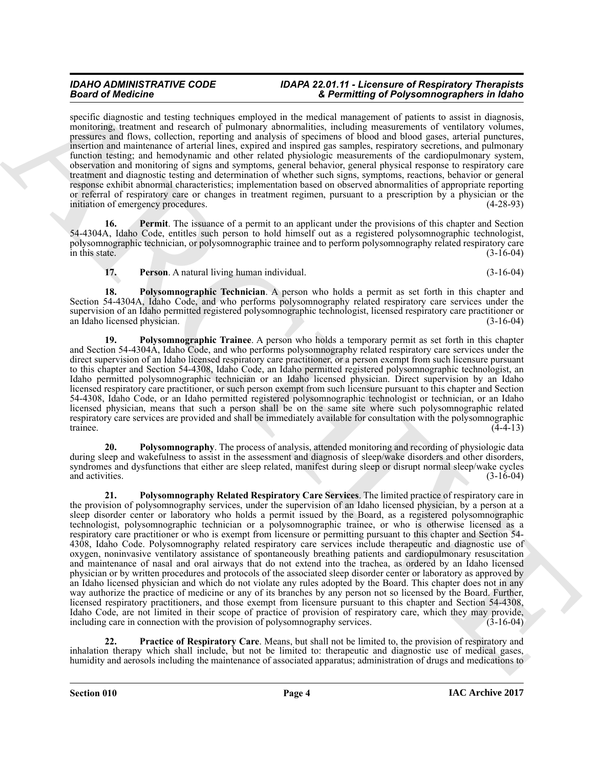specific diagnostic and testing techniques employed in the medical management of patients to assist in diagnosis, monitoring, treatment and research of pulmonary abnormalities, including measurements of ventilatory volumes, pressures and flows, collection, reporting and analysis of specimens of blood and blood gases, arterial punctures, insertion and maintenance of arterial lines, expired and inspired gas samples, respiratory secretions, and pulmonary function testing; and hemodynamic and other related physiologic measurements of the cardiopulmonary system, observation and monitoring of signs and symptoms, general behavior, general physical response to respiratory care treatment and diagnostic testing and determination of whether such signs, symptoms, reactions, behavior or general response exhibit abnormal characteristics; implementation based on observed abnormalities of appropriate reporting or referral of respiratory care or changes in treatment regimen, pursuant to a prescription by a physician or the initiation of emergency procedures. (4-28-93)

**16. Permit**. The issuance of a permit to an applicant under the provisions of this chapter and Section 54-4304A, Idaho Code, entitles such person to hold himself out as a registered polysomnographic technologist, polysomnographic technician, or polysomnographic trainee and to perform polysomnography related respiratory care in this state. (3-16-04)

**17. Person**. A natural living human individual. (3-16-04)

**18. Polysomnographic Technician**. A person who holds a permit as set forth in this chapter and Section 54-4304A, Idaho Code, and who performs polysomnography related respiratory care services under the supervision of an Idaho permitted registered polysomnographic technologist, licensed respiratory care practitioner or an Idaho licensed physician. (3-16-04)

**19. Polysomnographic Trainee**. A person who holds a temporary permit as set forth in this chapter and Section 54-4304A, Idaho Code, and who performs polysomnography related respiratory care services under the direct supervision of an Idaho licensed respiratory care practitioner, or a person exempt from such licensure pursuant to this chapter and Section 54-4308, Idaho Code, an Idaho permitted registered polysomnographic technologist, an Idaho permitted polysomnographic technician or an Idaho licensed physician. Direct supervision by an Idaho licensed respiratory care practitioner, or such person exempt from such licensure pursuant to this chapter and Section 54-4308, Idaho Code, or an Idaho permitted registered polysomnographic technologist or technician, or an Idaho licensed physician, means that such a person shall be on the same site where such polysomnographic related respiratory care services are provided and shall be immediately available for consultation with the polysomnographic trainee. (4-4-13)

**20. Polysomnography**. The process of analysis, attended monitoring and recording of physiologic data during sleep and wakefulness to assist in the assessment and diagnosis of sleep/wake disorders and other disorders, syndromes and dysfunctions that either are sleep related, manifest during sleep or disrupt normal sleep/wake cycles and activities. (3-16-04)

**21. Polysomnography Related Respiratory Care Services**. The limited practice of respiratory care in the provision of polysomnography services, under the supervision of an Idaho licensed physician, by a person at a sleep disorder center or laboratory who holds a permit issued by the Board, as a registered polysomnographic technologist, polysomnographic technician or a polysomnographic trainee, or who is otherwise licensed as a respiratory care practitioner or who is exempt from licensure or permitting pursuant to this chapter and Section 54-4308, Idaho Code. Polysomnography related respiratory care services include therapeutic and diagnostic use of oxygen, noninvasive ventilatory assistance of spontaneously breathing patients and cardiopulmonary resuscitation and maintenance of nasal and oral airways that do not extend into the trachea, as ordered by an Idaho licensed physician or by written procedures and protocols of the associated sleep disorder center or laboratory as approved by an Idaho licensed physician and which do not violate any rules adopted by the Board. This chapter does not in any way authorize the practice of medicine or any of its branches by any person not so licensed by the Board. Further, licensed respiratory practitioners, and those exempt from licensure pursuant to this chapter and Section 54-4308, Idaho Code, are not limited in their scope of practice of provision of respiratory care, which they may provide, including care in connection with the provision of polysomnography services. (3-16-04)

**22. Practice of Respiratory Care**. Means, but shall not be limited to, the provision of respiratory and inhalation therapy which shall include, but not be limited to: therapeutic and diagnostic use of medical gases, humidity and aerosols including the maintenance of associated apparatus; administration of drugs and medications to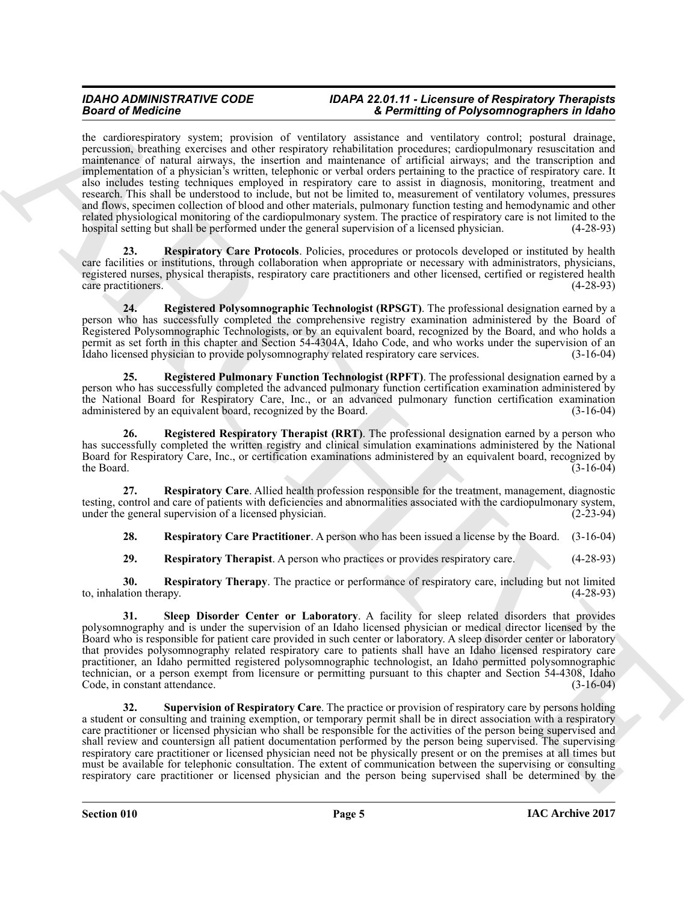the cardiorespiratory system; provision of ventilatory assistance and ventilatory control; postural drainage, percussion, breathing exercises and other respiratory rehabilitation procedures; cardiopulmonary resuscitation and maintenance of natural airways, the insertion and maintenance of artificial airways; and the transcription and implementation of a physician's written, telephonic or verbal orders pertaining to the practice of respiratory care. It also includes testing techniques employed in respiratory care to assist in diagnosis, monitoring, treatment and research. This shall be understood to include, but not be limited to, measurement of ventilatory volumes, pressures and flows, specimen collection of blood and other materials, pulmonary function testing and hemodynamic and other related physiological monitoring of the cardiopulmonary system. The practice of respiratory care is not limited to the hospital setting but shall be performed under the general supervision of a licensed physician. (4-28-93)

**23. Respiratory Care Protocols**. Policies, procedures or protocols developed or instituted by health care facilities or institutions, through collaboration when appropriate or necessary with administrators, physicians, registered nurses, physical therapists, respiratory care practitioners and other licensed, certified or registered health care practitioners. (4-28-93)

**24. Registered Polysomnographic Technologist (RPSGT)**. The professional designation earned by a person who has successfully completed the comprehensive registry examination administered by the Board of Registered Polysomnographic Technologists, or by an equivalent board, recognized by the Board, and who holds a permit as set forth in this chapter and Section 54-4304A, Idaho Code, and who works under the supervision of an Idaho licensed physician to provide polysomnography related respiratory care services. (3-16-04)

**25. Registered Pulmonary Function Technologist (RPFT)**. The professional designation earned by a person who has successfully completed the advanced pulmonary function certification examination administered by the National Board for Respiratory Care, Inc., or an advanced pulmonary function certification examination administered by an equivalent board, recognized by the Board. (3-16-04)

**26. Registered Respiratory Therapist (RRT)**. The professional designation earned by a person who has successfully completed the written registry and clinical simulation examinations administered by the National Board for Respiratory Care, Inc., or certification examinations administered by an equivalent board, recognized by the Board. (3-16-04)

**27. Respiratory Care**. Allied health profession responsible for the treatment, management, diagnostic testing, control and care of patients with deficiencies and abnormalities associated with the cardiopulmonary system, under the general supervision of a licensed physician. (2-23-94)

**28. Respiratory Care Practitioner**. A person who has been issued a license by the Board. (3-16-04)

**29. Respiratory Therapist**. A person who practices or provides respiratory care. (4-28-93)

**30. Respiratory Therapy**. The practice or performance of respiratory care, including but not limited to, inhalation therapy. (4-28-93)

**31. Sleep Disorder Center or Laboratory**. A facility for sleep related disorders that provides polysomnography and is under the supervision of an Idaho licensed physician or medical director licensed by the Board who is responsible for patient care provided in such center or laboratory. A sleep disorder center or laboratory that provides polysomnography related respiratory care to patients shall have an Idaho licensed respiratory care practitioner, an Idaho permitted registered polysomnographic technologist, an Idaho permitted polysomnographic technician, or a person exempt from licensure or permitting pursuant to this chapter and Section 54-4308, Idaho Code, in constant attendance. (3-16-04)

**32. Supervision of Respiratory Care**. The practice or provision of respiratory care by persons holding a student or consulting and training exemption, or temporary permit shall be in direct association with a respiratory care practitioner or licensed physician who shall be responsible for the activities of the person being supervised and shall review and countersign all patient documentation performed by the person being supervised. The supervising respiratory care practitioner or licensed physician need not be physically present or on the premises at all times but must be available for telephonic consultation. The extent of communication between the supervising or consulting respiratory care practitioner or licensed physician and the person being supervised shall be determined by the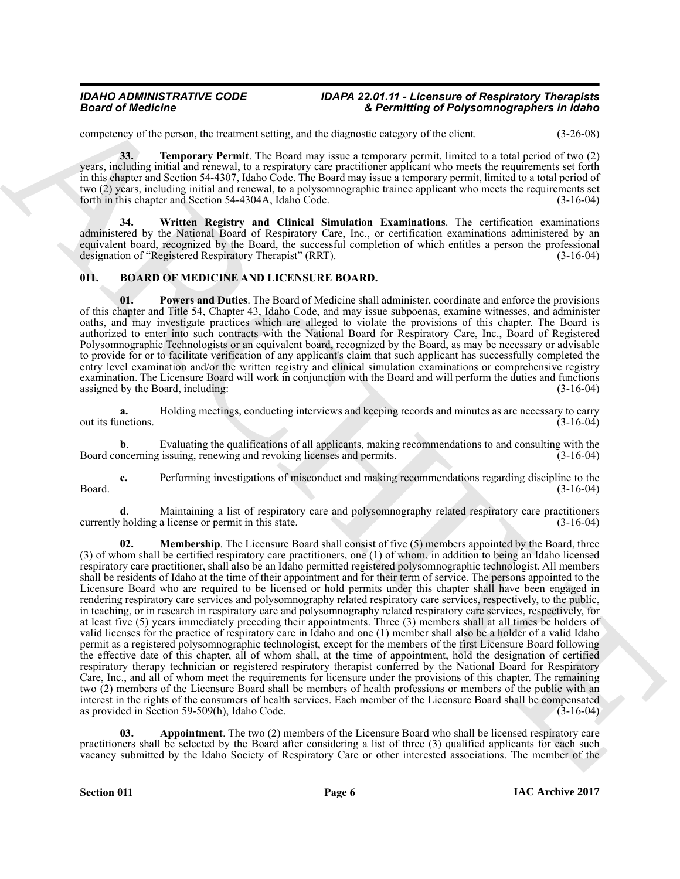competency of the person, the treatment setting, and the diagnostic category of the client. (3-26-08)

**33. Temporary Permit**. The Board may issue a temporary permit, limited to a total period of two (2) years, including initial and renewal, to a respiratory care practitioner applicant who meets the requirements set forth in this chapter and Section 54-4307, Idaho Code. The Board may issue a temporary permit, limited to a total period of two (2) years, including initial and renewal, to a polysomnographic trainee applicant who meets the requirements set forth in this chapter and Section 54-4304A, Idaho Code. (3-16-04)

**34. Written Registry and Clinical Simulation Examinations**. The certification examinations administered by the National Board of Respiratory Care, Inc., or certification examinations administered by an equivalent board, recognized by the Board, the successful completion of which entitles a person the professional designation of "Registered Respiratory Therapist" (RRT). (3-16-04)

## 011. BOARD OF MEDICINE AND LICENSURE BOARD.

**01. Powers and Duties**. The Board of Medicine shall administer, coordinate and enforce the provisions of this chapter and Title 54, Chapter 43, Idaho Code, and may issue subpoenas, examine witnesses, and administer oaths, and may investigate practices which are alleged to violate the provisions of this chapter. The Board is authorized to enter into such contracts with the National Board for Respiratory Care, Inc., Board of Registered Polysomnographic Technologists or an equivalent board, recognized by the Board, as may be necessary or advisable to provide for or to facilitate verification of any applicant's claim that such applicant has successfully completed the entry level examination and/or the written registry and clinical simulation examinations or comprehensive registry examination. The Licensure Board will work in conjunction with the Board and will perform the duties and functions assigned by the Board, including: (3-16-04)

**a.** Holding meetings, conducting interviews and keeping records and minutes as are necessary to carry out its functions. (3-16-04)

**b**. Evaluating the qualifications of all applicants, making recommendations to and consulting with the Board concerning issuing, renewing and revoking licenses and permits. (3-16-04)

**c.** Performing investigations of misconduct and making recommendations regarding discipline to the Board. (3-16-04)

**d**. Maintaining a list of respiratory care and polysomnography related respiratory care practitioners currently holding a license or permit in this state. (3-16-04)

**02. Membership**. The Licensure Board shall consist of five (5) members appointed by the Board, three (3) of whom shall be certified respiratory care practitioners, one (1) of whom, in addition to being an Idaho licensed respiratory care practitioner, shall also be an Idaho permitted registered polysomnographic technologist. All members shall be residents of Idaho at the time of their appointment and for their term of service. The persons appointed to the Licensure Board who are required to be licensed or hold permits under this chapter shall have been engaged in rendering respiratory care services and polysomnography related respiratory care services, respectively, to the public, in teaching, or in research in respiratory care and polysomnography related respiratory care services, respectively, for at least five (5) years immediately preceding their appointments. Three (3) members shall at all times be holders of valid licenses for the practice of respiratory care in Idaho and one (1) member shall also be a holder of a valid Idaho permit as a registered polysomnographic technologist, except for the members of the first Licensure Board following the effective date of this chapter, all of whom shall, at the time of appointment, hold the designation of certified respiratory therapy technician or registered respiratory therapist conferred by the National Board for Respiratory Care, Inc., and all of whom meet the requirements for licensure under the provisions of this chapter. The remaining two (2) members of the Licensure Board shall be members of health professions or members of the public with an interest in the rights of the consumers of health services. Each member of the Licensure Board shall be compensated as provided in Section 59-509(h), Idaho Code. (3-16-04)

**03. Appointment**. The two (2) members of the Licensure Board who shall be licensed respiratory care practitioners shall be selected by the Board after considering a list of three (3) qualified applicants for each such vacancy submitted by the Idaho Society of Respiratory Care or other interested associations. The member of the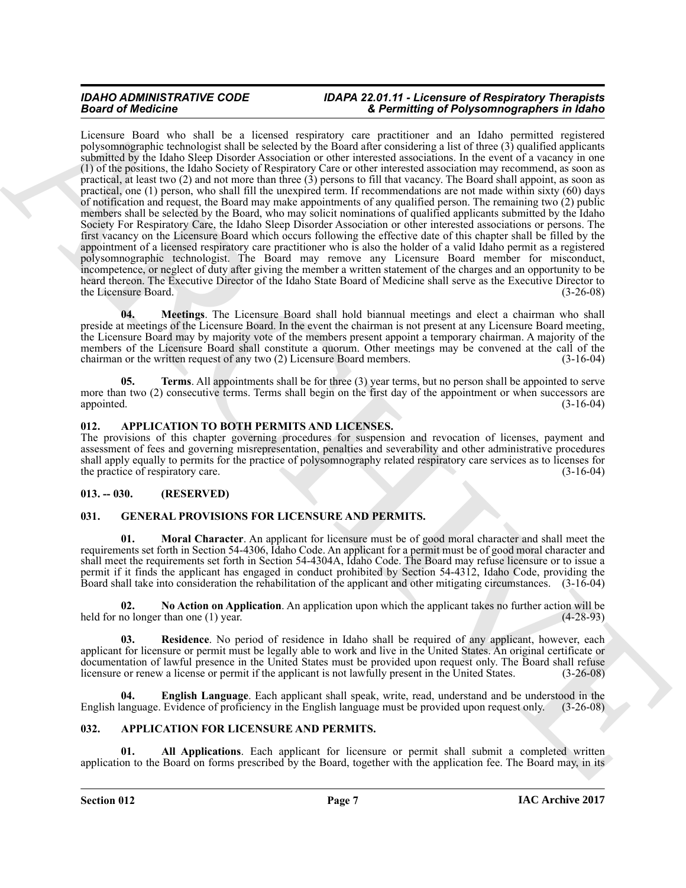Licensure Board who shall be a licensed respiratory care practitioner and an Idaho permitted registered polysomnographic technologist shall be selected by the Board after considering a list of three (3) qualified applicants submitted by the Idaho Sleep Disorder Association or other interested associations. In the event of a vacancy in one (1) of the positions, the Idaho Society of Respiratory Care or other interested association may recommend, as soon as practical, at least two (2) and not more than three (3) persons to fill that vacancy. The Board shall appoint, as soon as practical, one (1) person, who shall fill the unexpired term. If recommendations are not made within sixty (60) days of notification and request, the Board may make appointments of any qualified person. The remaining two (2) public members shall be selected by the Board, who may solicit nominations of qualified applicants submitted by the Idaho Society For Respiratory Care, the Idaho Sleep Disorder Association or other interested associations or persons. The first vacancy on the Licensure Board which occurs following the effective date of this chapter shall be filled by the appointment of a licensed respiratory care practitioner who is also the holder of a valid Idaho permit as a registered polysomnographic technologist. The Board may remove any Licensure Board member for misconduct, incompetence, or neglect of duty after giving the member a written statement of the charges and an opportunity to be heard thereon. The Executive Director of the Idaho State Board of Medicine shall serve as the Executive Director to the Licensure Board. (3-26-08)

**04. Meetings**. The Licensure Board shall hold biannual meetings and elect a chairman who shall preside at meetings of the Licensure Board. In the event the chairman is not present at any Licensure Board meeting, the Licensure Board may by majority vote of the members present appoint a temporary chairman. A majority of the members of the Licensure Board shall constitute a quorum. Other meetings may be convened at the call of the chairman or the written request of any two (2) Licensure Board members. (3-16-04)

**05. Terms**. All appointments shall be for three (3) year terms, but no person shall be appointed to serve more than two (2) consecutive terms. Terms shall begin on the first day of the appointment or when successors are appointed. (3-16-04)

### 012. APPLICATION TO BOTH PERMITS AND LICENSES.

The provisions of this chapter governing procedures for suspension and revocation of licenses, payment and assessment of fees and governing misrepresentation, penalties and severability and other administrative procedures shall apply equally to permits for the practice of polysomnography related respiratory care services as to licenses for the practice of respiratory care. (3-16-04)

### 013. -- 030. (RESERVED)

### 031. GENERAL PROVISIONS FOR LICENSURE AND PERMITS.

**01. Moral Character**. An applicant for licensure must be of good moral character and shall meet the requirements set forth in Section 54-4306, Idaho Code. An applicant for a permit must be of good moral character and shall meet the requirements set forth in Section 54-4304A, Idaho Code. The Board may refuse licensure or to issue a permit if it finds the applicant has engaged in conduct prohibited by Section 54-4312, Idaho Code, providing the Board shall take into consideration the rehabilitation of the applicant and other mitigating circumstances. (3-16-04)

**02. No Action on Application**. An application upon which the applicant takes no further action will be held for no longer than one (1) year. (4-28-93)

**03. Residence**. No period of residence in Idaho shall be required of any applicant, however, each applicant for licensure or permit must be legally able to work and live in the United States. An original certificate or documentation of lawful presence in the United States must be provided upon request only. The Board shall refuse licensure or renew a license or permit if the applicant is not lawfully present in the United States. (3-26-08)

**04. English Language**. Each applicant shall speak, write, read, understand and be understood in the English language. Evidence of proficiency in the English language must be provided upon request only. (3-26-08)

### 032. APPLICATION FOR LICENSURE AND PERMITS.

**01. All Applications**. Each applicant for licensure or permit shall submit a completed written application to the Board on forms prescribed by the Board, together with the application fee. The Board may, in its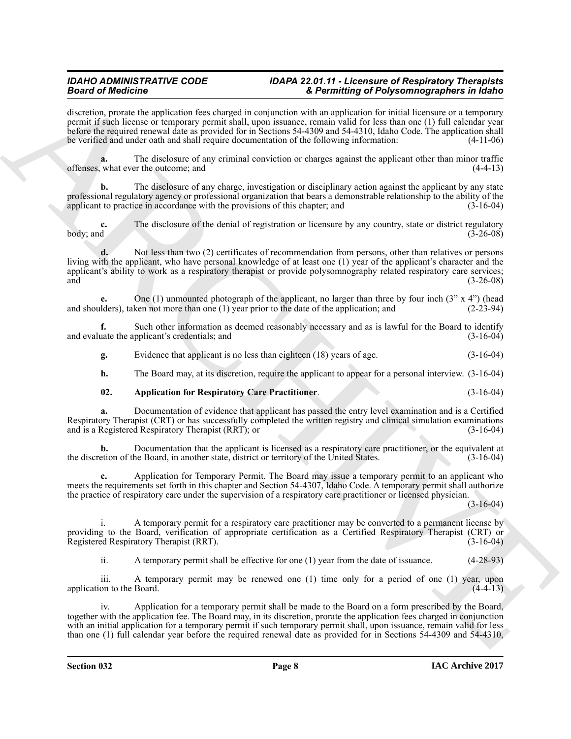discretion, prorate the application fees charged in conjunction with an application for initial licensure or a temporary permit if such license or temporary permit shall, upon issuance, remain valid for less than one (1) full calendar year before the required renewal date as provided for in Sections 54-4309 and 54-4310, Idaho Code. The application shall be verified and under oath and shall require documentation of the following information: (4-11-06)

**a.** The disclosure of any criminal conviction or charges against the applicant other than minor traffic offenses, what ever the outcome; and (4-4-13)

**b.** The disclosure of any charge, investigation or disciplinary action against the applicant by any state professional regulatory agency or professional organization that bears a demonstrable relationship to the ability of the applicant to practice in accordance with the provisions of this chapter; and (3-16-04)

**c.** The disclosure of the denial of registration or licensure by any country, state or district regulatory body; and (3-26-08)

**d.** Not less than two (2) certificates of recommendation from persons, other than relatives or persons living with the applicant, who have personal knowledge of at least one (1) year of the applicant's character and the applicant's ability to work as a respiratory therapist or provide polysomnography related respiratory care services; and (3-26-08)

**e.** One (1) unmounted photograph of the applicant, no larger than three by four inch (3" x 4") (head and shoulders), taken not more than one (1) year prior to the date of the application; and (2-23-94)

**f.** Such other information as deemed reasonably necessary and as is lawful for the Board to identify and evaluate the applicant's credentials; and (3-16-04)

**g.** Evidence that applicant is no less than eighteen (18) years of age. (3-16-04)

**h.** The Board may, at its discretion, require the applicant to appear for a personal interview. (3-16-04)

**02. Application for Respiratory Care Practitioner**. (3-16-04)

**a.** Documentation of evidence that applicant has passed the entry level examination and is a Certified Respiratory Therapist (CRT) or has successfully completed the written registry and clinical simulation examinations and is a Registered Respiratory Therapist (RRT); or (3-16-04)

**b.** Documentation that the applicant is licensed as a respiratory care practitioner, or the equivalent at the discretion of the Board, in another state, district or territory of the United States. (3-16-04)

**c.** Application for Temporary Permit. The Board may issue a temporary permit to an applicant who meets the requirements set forth in this chapter and Section 54-4307, Idaho Code. A temporary permit shall authorize the practice of respiratory care under the supervision of a respiratory care practitioner or licensed physician. (3-16-04)

i. A temporary permit for a respiratory care practitioner may be converted to a permanent license by providing to the Board, verification of appropriate certification as a Certified Respiratory Therapist (CRT) or Registered Respiratory Therapist (RRT). (3-16-04)

ii. A temporary permit shall be effective for one (1) year from the date of issuance. (4-28-93)

iii. A temporary permit may be renewed one (1) time only for a period of one (1) year, upon application to the Board. (4-4-13)

iv. Application for a temporary permit shall be made to the Board on a form prescribed by the Board, together with the application fee. The Board may, in its discretion, prorate the application fees charged in conjunction with an initial application for a temporary permit if such temporary permit shall, upon issuance, remain valid for less than one (1) full calendar year before the required renewal date as provided for in Sections 54-4309 and 54-4310,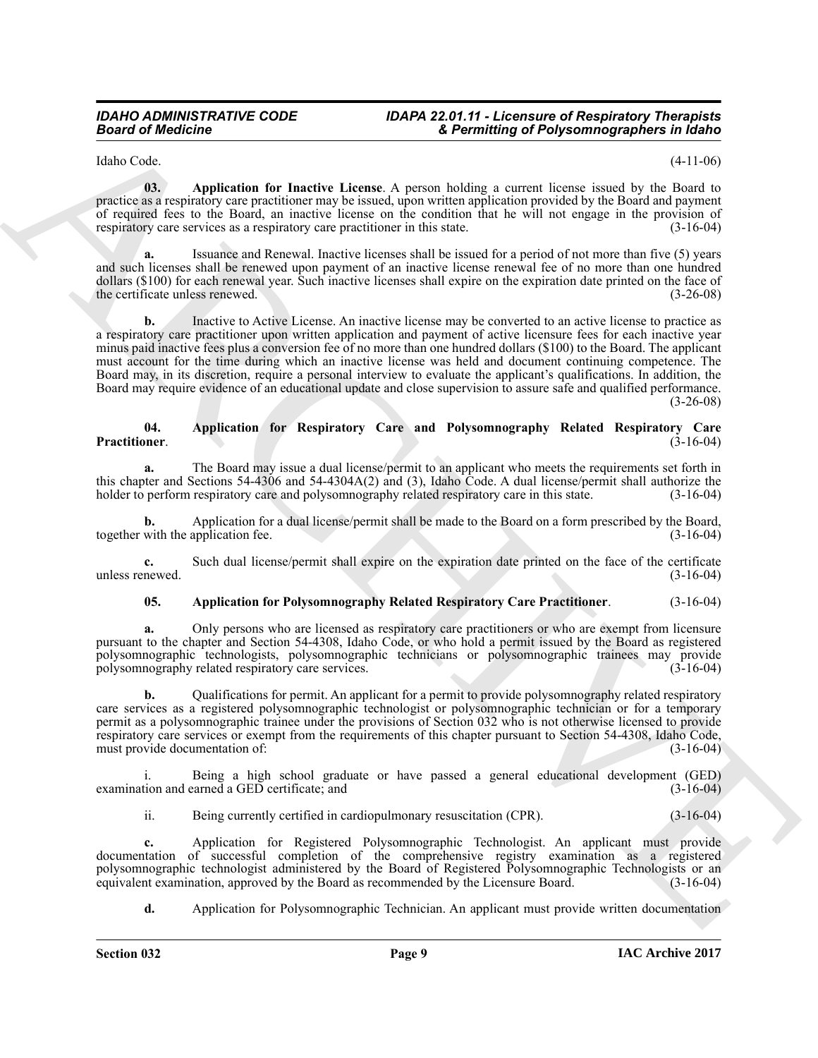Idaho Code. (4-11-06)

**03. Application for Inactive License**. A person holding a current license issued by the Board to practice as a respiratory care practitioner may be issued, upon written application provided by the Board and payment of required fees to the Board, an inactive license on the condition that he will not engage in the provision of respiratory care services as a respiratory care practitioner in this state. (3-16-04)

**a.** Issuance and Renewal. Inactive licenses shall be issued for a period of not more than five (5) years and such licenses shall be renewed upon payment of an inactive license renewal fee of no more than one hundred dollars ($100) for each renewal year. Such inactive licenses shall expire on the expiration date printed on the face of the certificate unless renewed. (3-26-08)

**b.** Inactive to Active License. An inactive license may be converted to an active license to practice as a respiratory care practitioner upon written application and payment of active licensure fees for each inactive year minus paid inactive fees plus a conversion fee of no more than one hundred dollars ($100) to the Board. The applicant must account for the time during which an inactive license was held and document continuing competence. The Board may, in its discretion, require a personal interview to evaluate the applicant's qualifications. In addition, the Board may require evidence of an educational update and close supervision to assure safe and qualified performance. (3-26-08)

**04. Application for Respiratory Care and Polysomnography Related Respiratory Care Practitioner**. (3-16-04)

**a.** The Board may issue a dual license/permit to an applicant who meets the requirements set forth in this chapter and Sections 54-4306 and 54-4304A(2) and (3), Idaho Code. A dual license/permit shall authorize the holder to perform respiratory care and polysomnography related respiratory care in this state. (3-16-04)

**b.** Application for a dual license/permit shall be made to the Board on a form prescribed by the Board, together with the application fee. (3-16-04)

**c.** Such dual license/permit shall expire on the expiration date printed on the face of the certificate unless renewed. (3-16-04)

**05. Application for Polysomnography Related Respiratory Care Practitioner**. (3-16-04)

**a.** Only persons who are licensed as respiratory care practitioners or who are exempt from licensure pursuant to the chapter and Section 54-4308, Idaho Code, or who hold a permit issued by the Board as registered polysomnographic technologists, polysomnographic technicians or polysomnographic trainees may provide polysomnography related respiratory care services. (3-16-04)

**b.** Qualifications for permit. An applicant for a permit to provide polysomnography related respiratory care services as a registered polysomnographic technologist or polysomnographic technician or for a temporary permit as a polysomnographic trainee under the provisions of Section 032 who is not otherwise licensed to provide respiratory care services or exempt from the requirements of this chapter pursuant to Section 54-4308, Idaho Code, must provide documentation of: (3-16-04)

i. Being a high school graduate or have passed a general educational development (GED) examination and earned a GED certificate; and (3-16-04)

ii. Being currently certified in cardiopulmonary resuscitation (CPR). (3-16-04)

**c.** Application for Registered Polysomnographic Technologist. An applicant must provide documentation of successful completion of the comprehensive registry examination as a registered polysomnographic technologist administered by the Board of Registered Polysomnographic Technologists or an equivalent examination, approved by the Board as recommended by the Licensure Board. (3-16-04)

**d.** Application for Polysomnographic Technician. An applicant must provide written documentation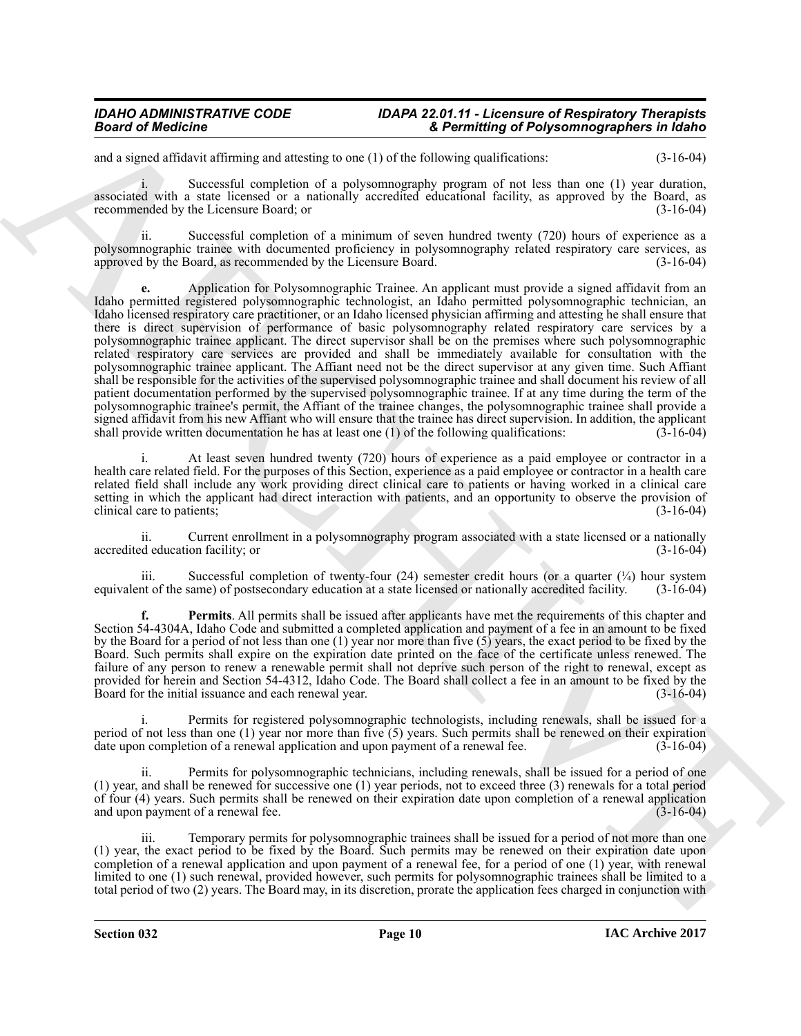and a signed affidavit affirming and attesting to one (1) of the following qualifications: (3-16-04)

i. Successful completion of a polysomnography program of not less than one (1) year duration, associated with a state licensed or a nationally accredited educational facility, as approved by the Board, as recommended by the Licensure Board; or (3-16-04)

ii. Successful completion of a minimum of seven hundred twenty (720) hours of experience as a polysomnographic trainee with documented proficiency in polysomnography related respiratory care services, as approved by the Board, as recommended by the Licensure Board. (3-16-04)

**e.** Application for Polysomnographic Trainee. An applicant must provide a signed affidavit from an Idaho permitted registered polysomnographic technologist, an Idaho permitted polysomnographic technician, an Idaho licensed respiratory care practitioner, or an Idaho licensed physician affirming and attesting he shall ensure that there is direct supervision of performance of basic polysomnography related respiratory care services by a polysomnographic trainee applicant. The direct supervisor shall be on the premises where such polysomnographic related respiratory care services are provided and shall be immediately available for consultation with the polysomnographic trainee applicant. The Affiant need not be the direct supervisor at any given time. Such Affiant shall be responsible for the activities of the supervised polysomnographic trainee and shall document his review of all patient documentation performed by the supervised polysomnographic trainee. If at any time during the term of the polysomnographic trainee's permit, the Affiant of the trainee changes, the polysomnographic trainee shall provide a signed affidavit from his new Affiant who will ensure that the trainee has direct supervision. In addition, the applicant shall provide written documentation he has at least one (1) of the following qualifications: (3-16-04)

i. At least seven hundred twenty (720) hours of experience as a paid employee or contractor in a health care related field. For the purposes of this Section, experience as a paid employee or contractor in a health care related field shall include any work providing direct clinical care to patients or having worked in a clinical care setting in which the applicant had direct interaction with patients, and an opportunity to observe the provision of clinical care to patients; (3-16-04)

ii. Current enrollment in a polysomnography program associated with a state licensed or a nationally accredited education facility; or (3-16-04)

iii. Successful completion of twenty-four (24) semester credit hours (or a quarter (¼) hour system equivalent of the same) of postsecondary education at a state licensed or nationally accredited facility. (3-16-04)

**f. Permits**. All permits shall be issued after applicants have met the requirements of this chapter and Section 54-4304A, Idaho Code and submitted a completed application and payment of a fee in an amount to be fixed by the Board for a period of not less than one (1) year nor more than five (5) years, the exact period to be fixed by the Board. Such permits shall expire on the expiration date printed on the face of the certificate unless renewed. The failure of any person to renew a renewable permit shall not deprive such person of the right to renewal, except as provided for herein and Section 54-4312, Idaho Code. The Board shall collect a fee in an amount to be fixed by the Board for the initial issuance and each renewal year. (3-16-04)

i. Permits for registered polysomnographic technologists, including renewals, shall be issued for a period of not less than one (1) year nor more than five (5) years. Such permits shall be renewed on their expiration date upon completion of a renewal application and upon payment of a renewal fee. (3-16-04)

ii. Permits for polysomnographic technicians, including renewals, shall be issued for a period of one (1) year, and shall be renewed for successive one (1) year periods, not to exceed three (3) renewals for a total period of four (4) years. Such permits shall be renewed on their expiration date upon completion of a renewal application and upon payment of a renewal fee. (3-16-04)

iii. Temporary permits for polysomnographic trainees shall be issued for a period of not more than one (1) year, the exact period to be fixed by the Board. Such permits may be renewed on their expiration date upon completion of a renewal application and upon payment of a renewal fee, for a period of one (1) year, with renewal limited to one (1) such renewal, provided however, such permits for polysomnographic trainees shall be limited to a total period of two (2) years. The Board may, in its discretion, prorate the application fees charged in conjunction with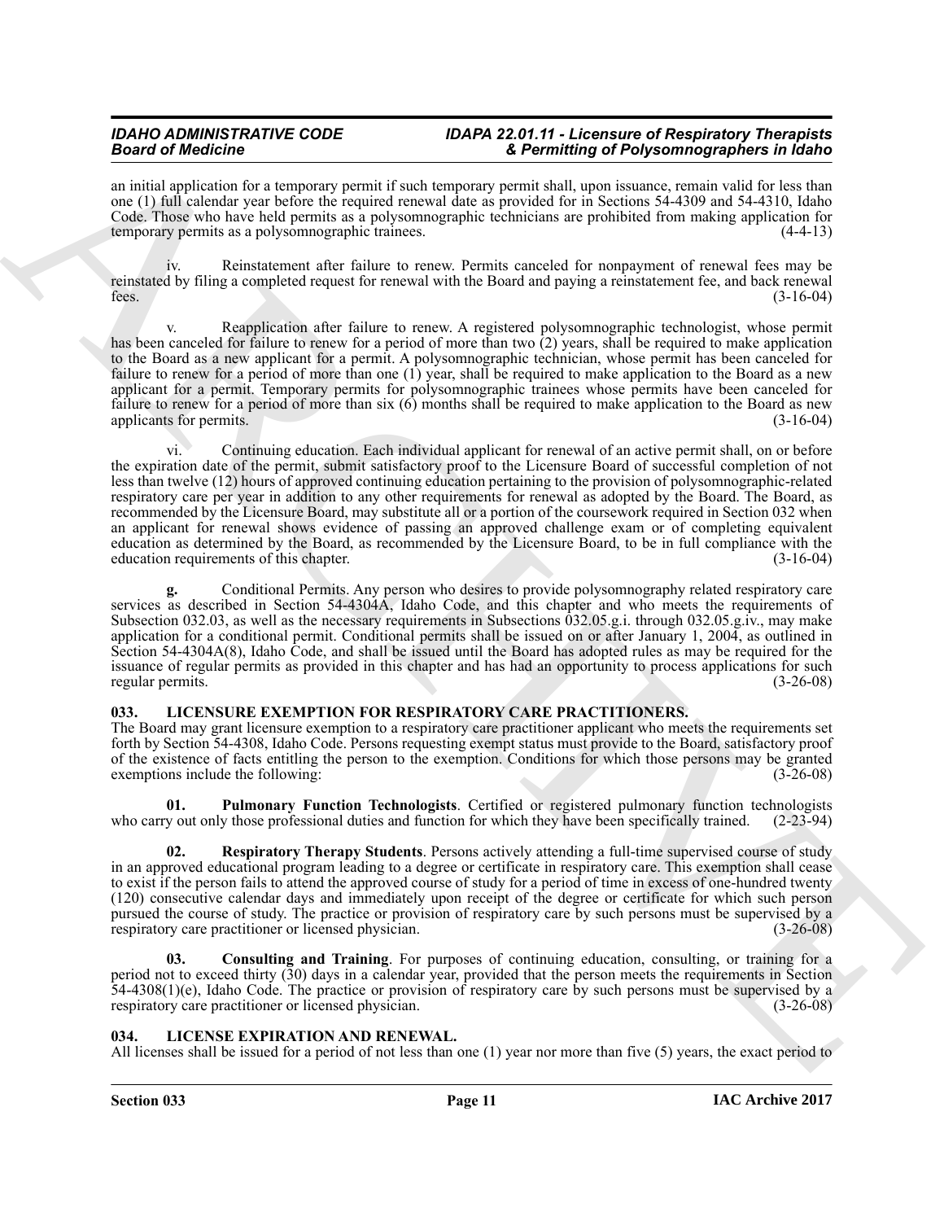an initial application for a temporary permit if such temporary permit shall, upon issuance, remain valid for less than one (1) full calendar year before the required renewal date as provided for in Sections 54-4309 and 54-4310, Idaho Code. Those who have held permits as a polysomnographic technicians are prohibited from making application for temporary permits as a polysomnographic trainees. (4-4-13)

iv. Reinstatement after failure to renew. Permits canceled for nonpayment of renewal fees may be reinstated by filing a completed request for renewal with the Board and paying a reinstatement fee, and back renewal fees. (3-16-04)

v. Reapplication after failure to renew. A registered polysomnographic technologist, whose permit has been canceled for failure to renew for a period of more than two (2) years, shall be required to make application to the Board as a new applicant for a permit. A polysomnographic technician, whose permit has been canceled for failure to renew for a period of more than one (1) year, shall be required to make application to the Board as a new applicant for a permit. Temporary permits for polysomnographic trainees whose permits have been canceled for failure to renew for a period of more than six (6) months shall be required to make application to the Board as new applicants for permits. (3-16-04)

vi. Continuing education. Each individual applicant for renewal of an active permit shall, on or before the expiration date of the permit, submit satisfactory proof to the Licensure Board of successful completion of not less than twelve (12) hours of approved continuing education pertaining to the provision of polysomnographic-related respiratory care per year in addition to any other requirements for renewal as adopted by the Board. The Board, as recommended by the Licensure Board, may substitute all or a portion of the coursework required in Section 032 when an applicant for renewal shows evidence of passing an approved challenge exam or of completing equivalent education as determined by the Board, as recommended by the Licensure Board, to be in full compliance with the education requirements of this chapter. (3-16-04)

**g.** Conditional Permits. Any person who desires to provide polysomnography related respiratory care services as described in Section 54-4304A, Idaho Code, and this chapter and who meets the requirements of Subsection 032.03, as well as the necessary requirements in Subsections 032.05.g.i. through 032.05.g.iv., may make application for a conditional permit. Conditional permits shall be issued on or after January 1, 2004, as outlined in Section 54-4304A(8), Idaho Code, and shall be issued until the Board has adopted rules as may be required for the issuance of regular permits as provided in this chapter and has had an opportunity to process applications for such regular permits. (3-26-08)

## 033. LICENSURE EXEMPTION FOR RESPIRATORY CARE PRACTITIONERS.

The Board may grant licensure exemption to a respiratory care practitioner applicant who meets the requirements set forth by Section 54-4308, Idaho Code. Persons requesting exempt status must provide to the Board, satisfactory proof of the existence of facts entitling the person to the exemption. Conditions for which those persons may be granted exemptions include the following: (3-26-08)

**01. Pulmonary Function Technologists**. Certified or registered pulmonary function technologists who carry out only those professional duties and function for which they have been specifically trained. (2-23-94)

**02. Respiratory Therapy Students**. Persons actively attending a full-time supervised course of study in an approved educational program leading to a degree or certificate in respiratory care. This exemption shall cease to exist if the person fails to attend the approved course of study for a period of time in excess of one-hundred twenty (120) consecutive calendar days and immediately upon receipt of the degree or certificate for which such person pursued the course of study. The practice or provision of respiratory care by such persons must be supervised by a respiratory care practitioner or licensed physician. (3-26-08)

**03. Consulting and Training**. For purposes of continuing education, consulting, or training for a period not to exceed thirty (30) days in a calendar year, provided that the person meets the requirements in Section 54-4308(1)(e), Idaho Code. The practice or provision of respiratory care by such persons must be supervised by a respiratory care practitioner or licensed physician. (3-26-08)

## 034. LICENSE EXPIRATION AND RENEWAL.

All licenses shall be issued for a period of not less than one (1) year nor more than five (5) years, the exact period to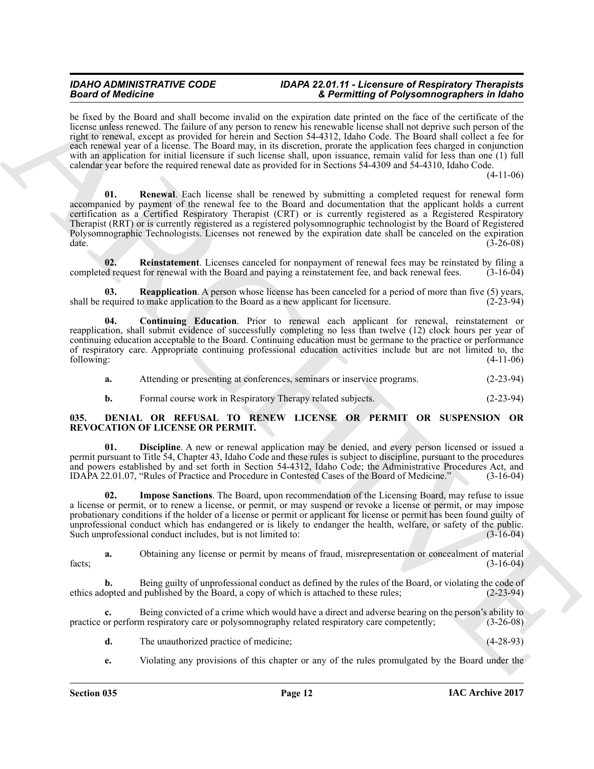be fixed by the Board and shall become invalid on the expiration date printed on the face of the certificate of the license unless renewed. The failure of any person to renew his renewable license shall not deprive such person of the right to renewal, except as provided for herein and Section 54-4312, Idaho Code. The Board shall collect a fee for each renewal year of a license. The Board may, in its discretion, prorate the application fees charged in conjunction with an application for initial licensure if such license shall, upon issuance, remain valid for less than one (1) full calendar year before the required renewal date as provided for in Sections 54-4309 and 54-4310, Idaho Code. (4-11-06)

**01. Renewal**. Each license shall be renewed by submitting a completed request for renewal form accompanied by payment of the renewal fee to the Board and documentation that the applicant holds a current certification as a Certified Respiratory Therapist (CRT) or is currently registered as a Registered Respiratory Therapist (RRT) or is currently registered as a registered polysomnographic technologist by the Board of Registered Polysomnographic Technologists. Licenses not renewed by the expiration date shall be canceled on the expiration date. (3-26-08)

**02. Reinstatement**. Licenses canceled for nonpayment of renewal fees may be reinstated by filing a completed request for renewal with the Board and paying a reinstatement fee, and back renewal fees. (3-16-04)

**03. Reapplication**. A person whose license has been canceled for a period of more than five (5) years, shall be required to make application to the Board as a new applicant for licensure. (2-23-94)

**04. Continuing Education**. Prior to renewal each applicant for renewal, reinstatement or reapplication, shall submit evidence of successfully completing no less than twelve (12) clock hours per year of continuing education acceptable to the Board. Continuing education must be germane to the practice or performance of respiratory care. Appropriate continuing professional education activities include but are not limited to, the following: (4-11-06)

**a.** Attending or presenting at conferences, seminars or inservice programs. (2-23-94)

**b.** Formal course work in Respiratory Therapy related subjects. (2-23-94)

### 035. DENIAL OR REFUSAL TO RENEW LICENSE OR PERMIT OR SUSPENSION OR REVOCATION OF LICENSE OR PERMIT.

**01. Discipline**. A new or renewal application may be denied, and every person licensed or issued a permit pursuant to Title 54, Chapter 43, Idaho Code and these rules is subject to discipline, pursuant to the procedures and powers established by and set forth in Section 54-4312, Idaho Code; the Administrative Procedures Act, and IDAPA 22.01.07, "Rules of Practice and Procedure in Contested Cases of the Board of Medicine." (3-16-04)

**02. Impose Sanctions**. The Board, upon recommendation of the Licensing Board, may refuse to issue a license or permit, or to renew a license, or permit, or may suspend or revoke a license or permit, or may impose probationary conditions if the holder of a license or permit or applicant for license or permit has been found guilty of unprofessional conduct which has endangered or is likely to endanger the health, welfare, or safety of the public. Such unprofessional conduct includes, but is not limited to: (3-16-04)

**a.** Obtaining any license or permit by means of fraud, misrepresentation or concealment of material facts; (3-16-04)

**b.** Being guilty of unprofessional conduct as defined by the rules of the Board, or violating the code of ethics adopted and published by the Board, a copy of which is attached to these rules; (2-23-94)

**c.** Being convicted of a crime which would have a direct and adverse bearing on the person's ability to practice or perform respiratory care or polysomnography related respiratory care competently; (3-26-08)

**d.** The unauthorized practice of medicine; (4-28-93)

**e.** Violating any provisions of this chapter or any of the rules promulgated by the Board under the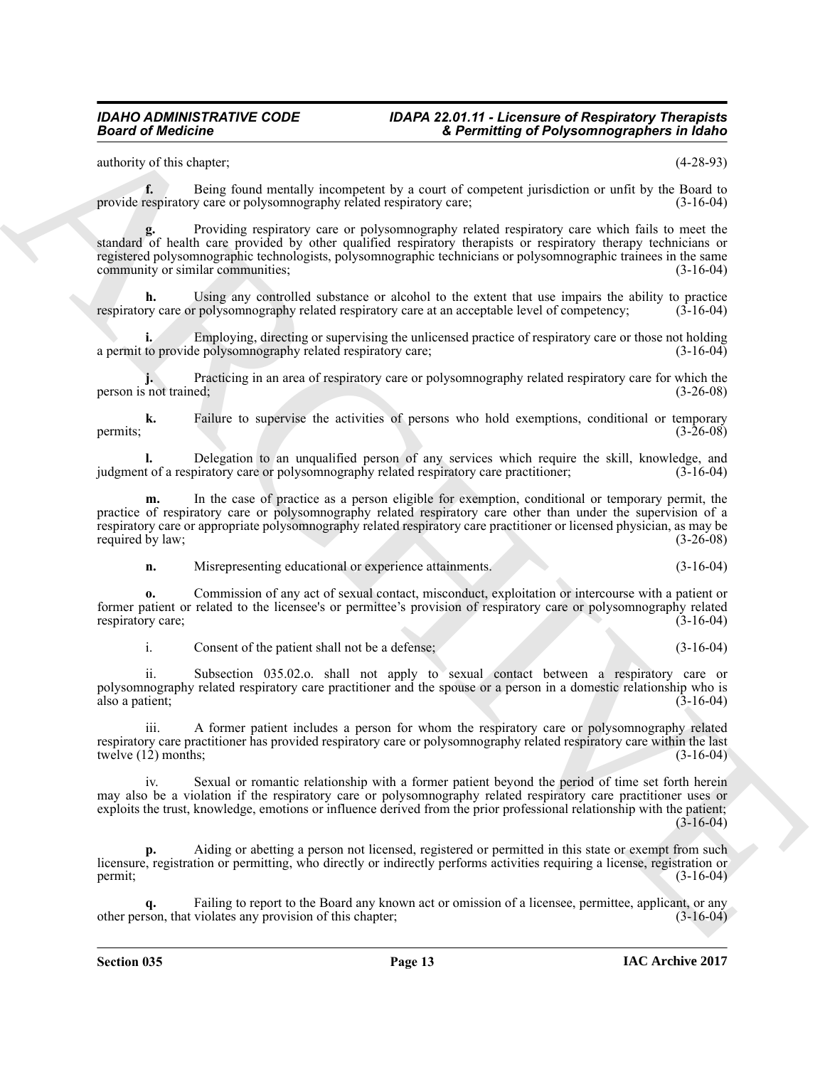authority of this chapter; (4-28-93)

**f.** Being found mentally incompetent by a court of competent jurisdiction or unfit by the Board to provide respiratory care or polysomnography related respiratory care; (3-16-04)

**g.** Providing respiratory care or polysomnography related respiratory care which fails to meet the standard of health care provided by other qualified respiratory therapists or respiratory therapy technicians or registered polysomnographic technologists, polysomnographic technicians or polysomnographic trainees in the same community or similar communities; (3-16-04)

**h.** Using any controlled substance or alcohol to the extent that use impairs the ability to practice respiratory care or polysomnography related respiratory care at an acceptable level of competency; (3-16-04)

**i.** Employing, directing or supervising the unlicensed practice of respiratory care or those not holding a permit to provide polysomnography related respiratory care; (3-16-04)

**j.** Practicing in an area of respiratory care or polysomnography related respiratory care for which the person is not trained; (3-26-08)

**k.** Failure to supervise the activities of persons who hold exemptions, conditional or temporary permits; (3-26-08)

**l.** Delegation to an unqualified person of any services which require the skill, knowledge, and judgment of a respiratory care or polysomnography related respiratory care practitioner; (3-16-04)

**m.** In the case of practice as a person eligible for exemption, conditional or temporary permit, the practice of respiratory care or polysomnography related respiratory care other than under the supervision of a respiratory care or appropriate polysomnography related respiratory care practitioner or licensed physician, as may be required by law; (3-26-08)

**n.** Misrepresenting educational or experience attainments. (3-16-04)

**o.** Commission of any act of sexual contact, misconduct, exploitation or intercourse with a patient or former patient or related to the licensee's or permittee's provision of respiratory care or polysomnography related respiratory care; (3-16-04)

i. Consent of the patient shall not be a defense; (3-16-04)

ii. Subsection 035.02.o. shall not apply to sexual contact between a respiratory care or polysomnography related respiratory care practitioner and the spouse or a person in a domestic relationship who is also a patient; (3-16-04)

iii. A former patient includes a person for whom the respiratory care or polysomnography related respiratory care practitioner has provided respiratory care or polysomnography related respiratory care within the last twelve (12) months; (3-16-04)

iv. Sexual or romantic relationship with a former patient beyond the period of time set forth herein may also be a violation if the respiratory care or polysomnography related respiratory care practitioner uses or exploits the trust, knowledge, emotions or influence derived from the prior professional relationship with the patient; (3-16-04)

**p.** Aiding or abetting a person not licensed, registered or permitted in this state or exempt from such licensure, registration or permitting, who directly or indirectly performs activities requiring a license, registration or permit; (3-16-04)

**q.** Failing to report to the Board any known act or omission of a licensee, permittee, applicant, or any other person, that violates any provision of this chapter; (3-16-04)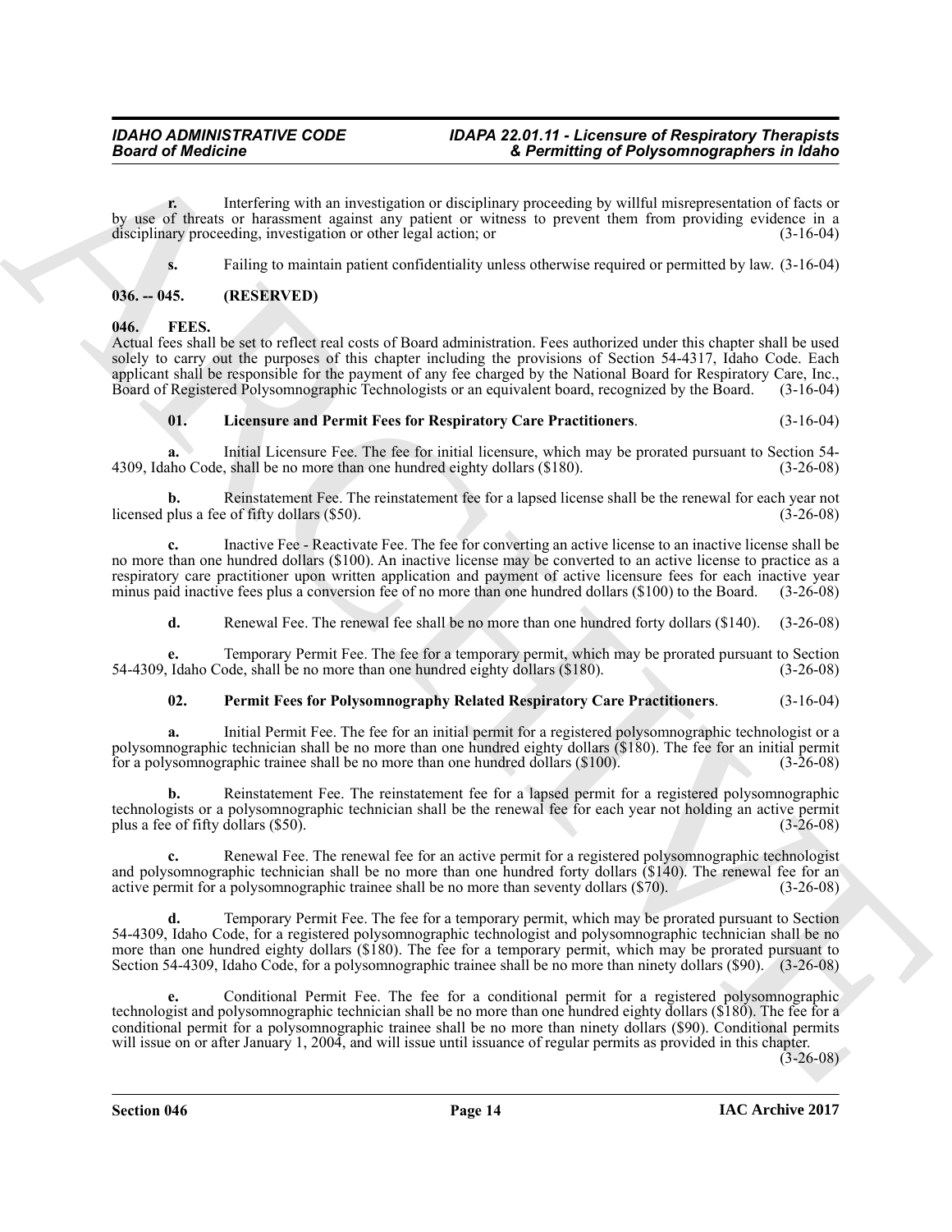**r.** Interfering with an investigation or disciplinary proceeding by willful misrepresentation of facts or by use of threats or harassment against any patient or witness to prevent them from providing evidence in a disciplinary proceeding, investigation or other legal action; or (3-16-04)

**s.** Failing to maintain patient confidentiality unless otherwise required or permitted by law. (3-16-04)

## 036. -- 045. (RESERVED)

## 046. FEES.

Actual fees shall be set to reflect real costs of Board administration. Fees authorized under this chapter shall be used solely to carry out the purposes of this chapter including the provisions of Section 54-4317, Idaho Code. Each applicant shall be responsible for the payment of any fee charged by the National Board for Respiratory Care, Inc., Board of Registered Polysomnographic Technologists or an equivalent board, recognized by the Board. (3-16-04)

**01. Licensure and Permit Fees for Respiratory Care Practitioners.** (3-16-04)

**a.** Initial Licensure Fee. The fee for initial licensure, which may be prorated pursuant to Section 54-4309, Idaho Code, shall be no more than one hundred eighty dollars ($180). (3-26-08)

**b.** Reinstatement Fee. The reinstatement fee for a lapsed license shall be the renewal for each year not licensed plus a fee of fifty dollars ($50). (3-26-08)

**c.** Inactive Fee - Reactivate Fee. The fee for converting an active license to an inactive license shall be no more than one hundred dollars ($100). An inactive license may be converted to an active license to practice as a respiratory care practitioner upon written application and payment of active licensure fees for each inactive year minus paid inactive fees plus a conversion fee of no more than one hundred dollars ($100) to the Board. (3-26-08)

**d.** Renewal Fee. The renewal fee shall be no more than one hundred forty dollars ($140). (3-26-08)

**e.** Temporary Permit Fee. The fee for a temporary permit, which may be prorated pursuant to Section 54-4309, Idaho Code, shall be no more than one hundred eighty dollars ($180). (3-26-08)

**02. Permit Fees for Polysomnography Related Respiratory Care Practitioners.** (3-16-04)

**a.** Initial Permit Fee. The fee for an initial permit for a registered polysomnographic technologist or a polysomnographic technician shall be no more than one hundred eighty dollars ($180). The fee for an initial permit for a polysomnographic trainee shall be no more than one hundred dollars ($100). (3-26-08)

**b.** Reinstatement Fee. The reinstatement fee for a lapsed permit for a registered polysomnographic technologists or a polysomnographic technician shall be the renewal fee for each year not holding an active permit plus a fee of fifty dollars ($50). (3-26-08)

**c.** Renewal Fee. The renewal fee for an active permit for a registered polysomnographic technologist and polysomnographic technician shall be no more than one hundred forty dollars ($140). The renewal fee for an active permit for a polysomnographic trainee shall be no more than seventy dollars ($70). (3-26-08)

**d.** Temporary Permit Fee. The fee for a temporary permit, which may be prorated pursuant to Section 54-4309, Idaho Code, for a registered polysomnographic technologist and polysomnographic technician shall be no more than one hundred eighty dollars ($180). The fee for a temporary permit, which may be prorated pursuant to Section 54-4309, Idaho Code, for a polysomnographic trainee shall be no more than ninety dollars ($90). (3-26-08)

**e.** Conditional Permit Fee. The fee for a conditional permit for a registered polysomnographic technologist and polysomnographic technician shall be no more than one hundred eighty dollars ($180). The fee for a conditional permit for a polysomnographic trainee shall be no more than ninety dollars ($90). Conditional permits will issue on or after January 1, 2004, and will issue until issuance of regular permits as provided in this chapter. (3-26-08)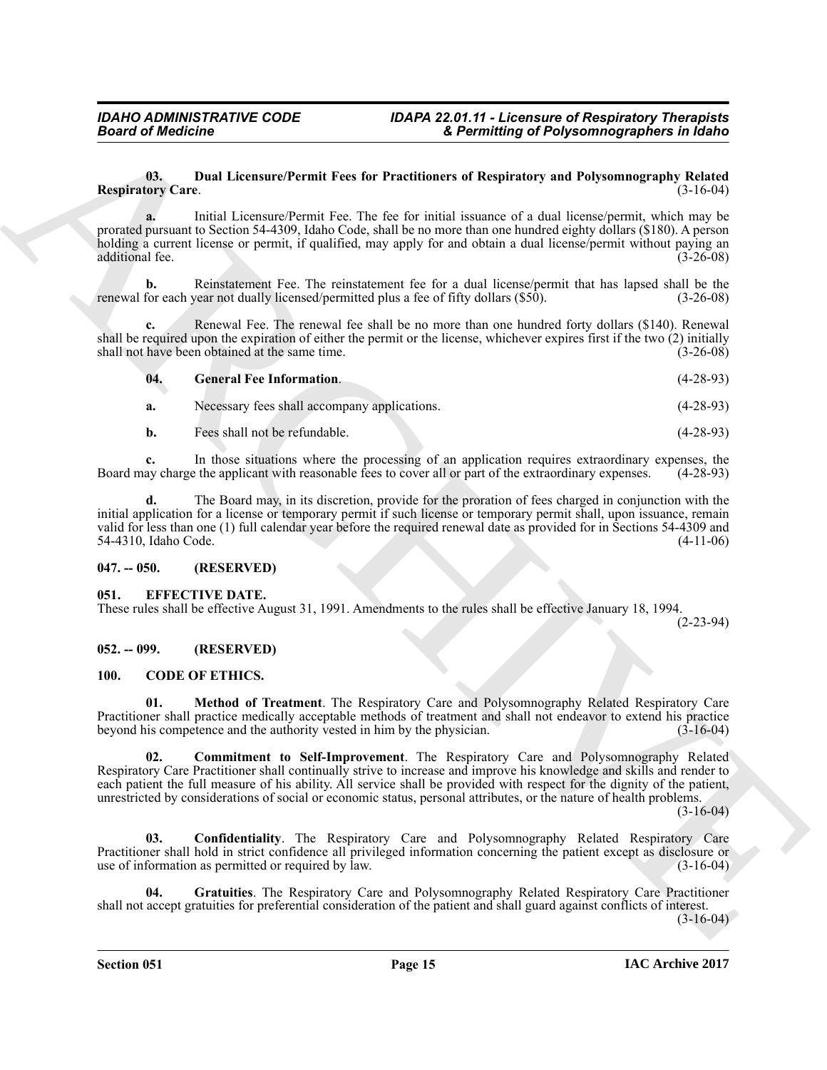**03. Dual Licensure/Permit Fees for Practitioners of Respiratory and Polysomnography Related Respiratory Care**. (3-16-04)

**a.** Initial Licensure/Permit Fee. The fee for initial issuance of a dual license/permit, which may be prorated pursuant to Section 54-4309, Idaho Code, shall be no more than one hundred eighty dollars ($180). A person holding a current license or permit, if qualified, may apply for and obtain a dual license/permit without paying an additional fee. (3-26-08)

**b.** Reinstatement Fee. The reinstatement fee for a dual license/permit that has lapsed shall be the renewal for each year not dually licensed/permitted plus a fee of fifty dollars ($50). (3-26-08)

**c.** Renewal Fee. The renewal fee shall be no more than one hundred forty dollars ($140). Renewal shall be required upon the expiration of either the permit or the license, whichever expires first if the two (2) initially shall not have been obtained at the same time. (3-26-08)

**04. General Fee Information**. (4-28-93)

**a.** Necessary fees shall accompany applications. (4-28-93)

**b.** Fees shall not be refundable. (4-28-93)

**c.** In those situations where the processing of an application requires extraordinary expenses, the Board may charge the applicant with reasonable fees to cover all or part of the extraordinary expenses. (4-28-93)

**d.** The Board may, in its discretion, provide for the proration of fees charged in conjunction with the initial application for a license or temporary permit if such license or temporary permit shall, upon issuance, remain valid for less than one (1) full calendar year before the required renewal date as provided for in Sections 54-4309 and 54-4310, Idaho Code. (4-11-06)

## 047. -- 050. (RESERVED)

## 051. EFFECTIVE DATE.

These rules shall be effective August 31, 1991. Amendments to the rules shall be effective January 18, 1994. (2-23-94)

## 052. -- 099. (RESERVED)

## 100. CODE OF ETHICS.

**01. Method of Treatment**. The Respiratory Care and Polysomnography Related Respiratory Care Practitioner shall practice medically acceptable methods of treatment and shall not endeavor to extend his practice beyond his competence and the authority vested in him by the physician. (3-16-04)

**02. Commitment to Self-Improvement**. The Respiratory Care and Polysomnography Related Respiratory Care Practitioner shall continually strive to increase and improve his knowledge and skills and render to each patient the full measure of his ability. All service shall be provided with respect for the dignity of the patient, unrestricted by considerations of social or economic status, personal attributes, or the nature of health problems. (3-16-04)

**03. Confidentiality**. The Respiratory Care and Polysomnography Related Respiratory Care Practitioner shall hold in strict confidence all privileged information concerning the patient except as disclosure or use of information as permitted or required by law. (3-16-04)

**04. Gratuities**. The Respiratory Care and Polysomnography Related Respiratory Care Practitioner shall not accept gratuities for preferential consideration of the patient and shall guard against conflicts of interest. (3-16-04)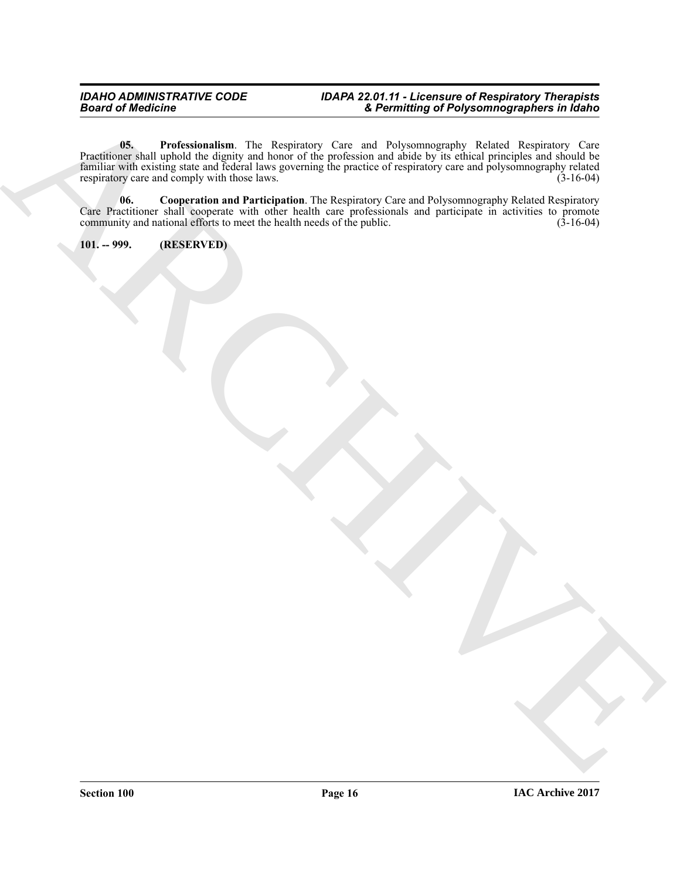**05. Professionalism**. The Respiratory Care and Polysomnography Related Respiratory Care Practitioner shall uphold the dignity and honor of the profession and abide by its ethical principles and should be familiar with existing state and federal laws governing the practice of respiratory care and polysomnography related respiratory care and comply with those laws. (3-16-04)

**06. Cooperation and Participation**. The Respiratory Care and Polysomnography Related Respiratory Care Practitioner shall cooperate with other health care professionals and participate in activities to promote community and national efforts to meet the health needs of the public. (3-16-04)

**101. -- 999. (RESERVED)**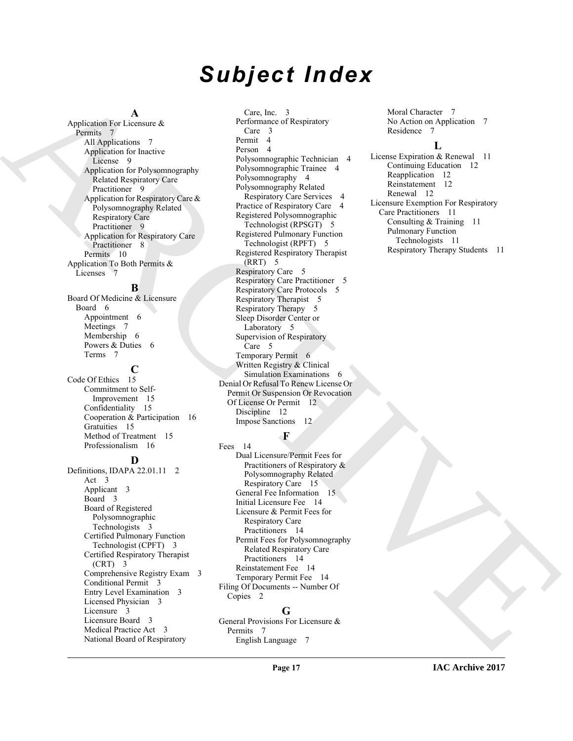# Subject Index

**A**

Application For Licensure & Permits 7
- All Applications 7
- Application for Inactive License 9
- Application for Polysomnography Related Respiratory Care Practitioner 9
- Application for Respiratory Care & Polysomnography Related Respiratory Care Practitioner 9
- Application for Respiratory Care Practitioner 8
- Permits 10

Application To Both Permits & Licenses 7

**B**

Board Of Medicine & Licensure Board 6
- Appointment 6
- Meetings 7
- Membership 6
- Powers & Duties 6
- Terms 7

**C**

Code Of Ethics 15
- Commitment to Self-Improvement 15
- Confidentiality 15
- Cooperation & Participation 16
- Gratuities 15
- Method of Treatment 15
- Professionalism 16

**D**

Definitions, IDAPA 22.01.11 2
- Act 3
- Applicant 3
- Board 3
- Board of Registered Polysomnographic Technologists 3
- Certified Pulmonary Function Technologist (CPFT) 3
- Certified Respiratory Therapist (CRT) 3
- Comprehensive Registry Exam 3
- Conditional Permit 3
- Entry Level Examination 3
- Licensed Physician 3
- Licensure 3
- Licensure Board 3
- Medical Practice Act 3
- National Board of Respiratory Care, Inc. 3
- Performance of Respiratory Care 3
- Permit 4
- Person 4
- Polysomnographic Technician 4
- Polysomnographic Trainee 4
- Polysomnography 4
- Polysomnography Related Respiratory Care Services 4
- Practice of Respiratory Care 4
- Registered Polysomnographic Technologist (RPSGT) 5
- Registered Pulmonary Function Technologist (RPFT) 5
- Registered Respiratory Therapist (RRT) 5
- Respiratory Care 5
- Respiratory Care Practitioner 5
- Respiratory Care Protocols 5
- Respiratory Therapist 5
- Respiratory Therapy 5
- Sleep Disorder Center or Laboratory 5
- Supervision of Respiratory Care 5
- Temporary Permit 6
- Written Registry & Clinical Simulation Examinations 6

Denial Or Refusal To Renew License Or Permit Or Suspension Or Revocation Of License Or Permit 12
- Discipline 12
- Impose Sanctions 12

**F**

Fees 14
- Dual Licensure/Permit Fees for Practitioners of Respiratory & Polysomnography Related Respiratory Care 15
- General Fee Information 15
- Initial Licensure Fee 14
- Licensure & Permit Fees for Respiratory Care Practitioners 14
- Permit Fees for Polysomnography Related Respiratory Care Practitioners 14
- Reinstatement Fee 14
- Temporary Permit Fee 14

Filing Of Documents -- Number Of Copies 2

**G**

General Provisions For Licensure & Permits 7
- English Language 7
- Moral Character 7
- No Action on Application 7
- Residence 7

**L**

License Expiration & Renewal 11
- Continuing Education 12
- Reapplication 12
- Reinstatement 12
- Renewal 12

Licensure Exemption For Respiratory Care Practitioners 11
- Consulting & Training 11
- Pulmonary Function Technologists 11
- Respiratory Therapy Students 11